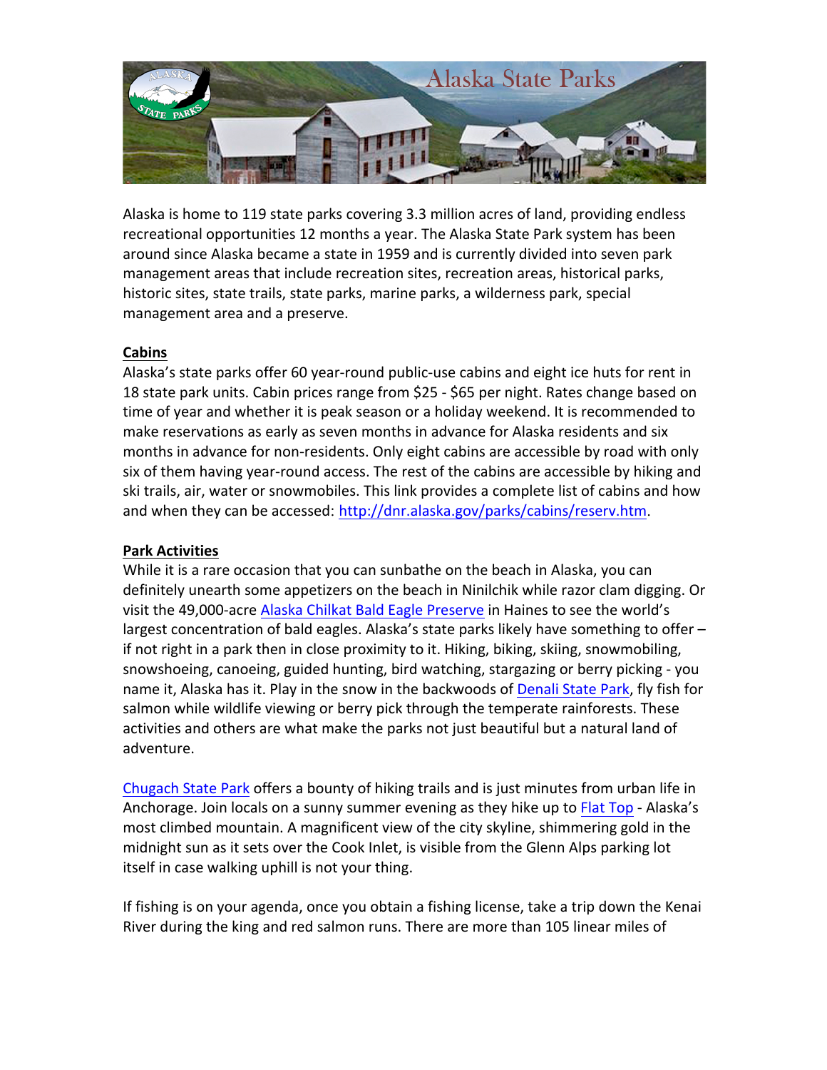Alaska State Parks

Alaska is home to 119 state parks covering 3.3 million acres of land, providing endless recreational opportunities 12 months a year. The Alaska State Park system has been around since Alaska became a state in 1959 and is currently divided into seven park management areas that include recreation sites, recreation areas, historical parks, historic sites, state trails, state parks, marine parks, a wilderness park, special management area and a preserve.

**Cabins**

Alaska's state parks offer 60 year-round public-use cabins and eight ice huts for rent in 18 state park units. Cabin prices range from $25 - $65 per night. Rates change based on time of year and whether it is peak season or a holiday weekend. It is recommended to make reservations as early as seven months in advance for Alaska residents and six months in advance for non-residents. Only eight cabins are accessible by road with only six of them having year-round access. The rest of the cabins are accessible by hiking and ski trails, air, water or snowmobiles. This link provides a complete list of cabins and how and when they can be accessed: http://dnr.alaska.gov/parks/cabins/reserv.htm.

**Park Activities**

While it is a rare occasion that you can sunbathe on the beach in Alaska, you can definitely unearth some appetizers on the beach in Ninilchik while razor clam digging. Or visit the 49,000-acre Alaska Chilkat Bald Eagle Preserve in Haines to see the world's largest concentration of bald eagles. Alaska's state parks likely have something to offer – if not right in a park then in close proximity to it. Hiking, biking, skiing, snowmobiling, snowshoeing, canoeing, guided hunting, bird watching, stargazing or berry picking - you name it, Alaska has it. Play in the snow in the backwoods of Denali State Park, fly fish for salmon while wildlife viewing or berry pick through the temperate rainforests. These activities and others are what make the parks not just beautiful but a natural land of adventure.

Chugach State Park offers a bounty of hiking trails and is just minutes from urban life in Anchorage. Join locals on a sunny summer evening as they hike up to Flat Top - Alaska's most climbed mountain. A magnificent view of the city skyline, shimmering gold in the midnight sun as it sets over the Cook Inlet, is visible from the Glenn Alps parking lot itself in case walking uphill is not your thing.

If fishing is on your agenda, once you obtain a fishing license, take a trip down the Kenai River during the king and red salmon runs. There are more than 105 linear miles of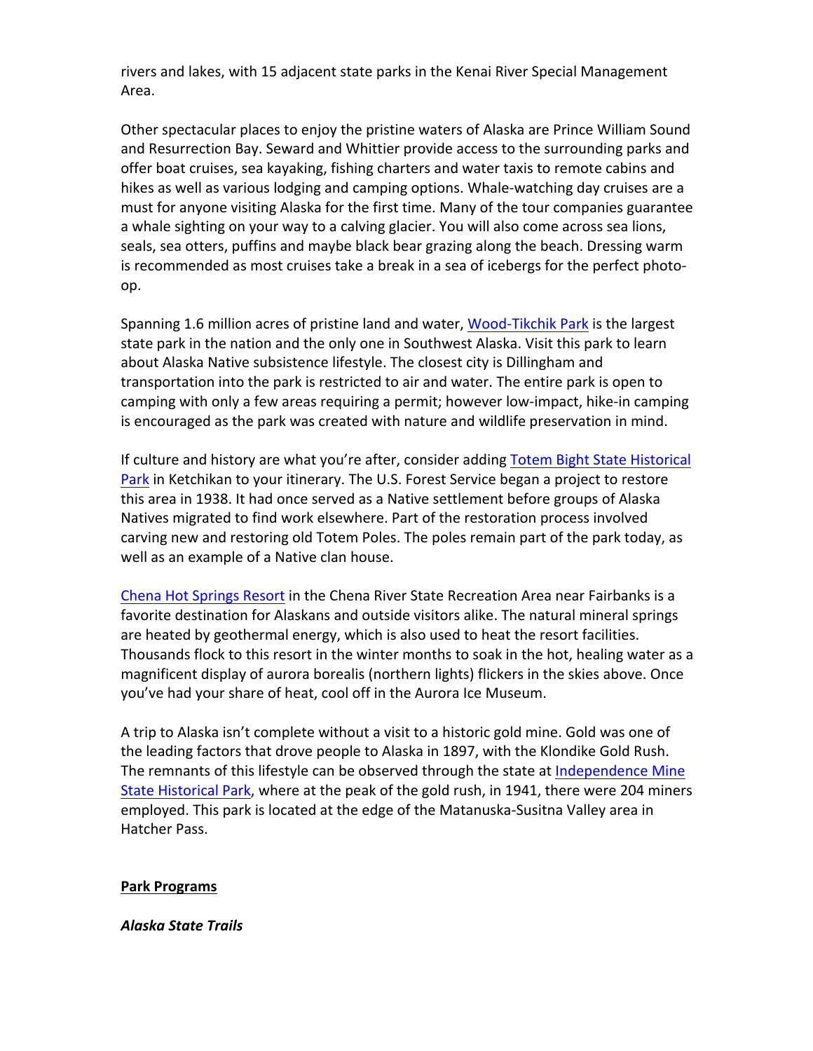rivers and lakes, with 15 adjacent state parks in the Kenai River Special Management Area.

Other spectacular places to enjoy the pristine waters of Alaska are Prince William Sound and Resurrection Bay. Seward and Whittier provide access to the surrounding parks and offer boat cruises, sea kayaking, fishing charters and water taxis to remote cabins and hikes as well as various lodging and camping options. Whale-watching day cruises are a must for anyone visiting Alaska for the first time. Many of the tour companies guarantee a whale sighting on your way to a calving glacier. You will also come across sea lions, seals, sea otters, puffins and maybe black bear grazing along the beach. Dressing warm is recommended as most cruises take a break in a sea of icebergs for the perfect photo-op.

Spanning 1.6 million acres of pristine land and water, Wood-Tikchik Park is the largest state park in the nation and the only one in Southwest Alaska. Visit this park to learn about Alaska Native subsistence lifestyle. The closest city is Dillingham and transportation into the park is restricted to air and water. The entire park is open to camping with only a few areas requiring a permit; however low-impact, hike-in camping is encouraged as the park was created with nature and wildlife preservation in mind.

If culture and history are what you're after, consider adding Totem Bight State Historical Park in Ketchikan to your itinerary. The U.S. Forest Service began a project to restore this area in 1938. It had once served as a Native settlement before groups of Alaska Natives migrated to find work elsewhere. Part of the restoration process involved carving new and restoring old Totem Poles. The poles remain part of the park today, as well as an example of a Native clan house.

Chena Hot Springs Resort in the Chena River State Recreation Area near Fairbanks is a favorite destination for Alaskans and outside visitors alike. The natural mineral springs are heated by geothermal energy, which is also used to heat the resort facilities. Thousands flock to this resort in the winter months to soak in the hot, healing water as a magnificent display of aurora borealis (northern lights) flickers in the skies above. Once you've had your share of heat, cool off in the Aurora Ice Museum.

A trip to Alaska isn't complete without a visit to a historic gold mine. Gold was one of the leading factors that drove people to Alaska in 1897, with the Klondike Gold Rush. The remnants of this lifestyle can be observed through the state at Independence Mine State Historical Park, where at the peak of the gold rush, in 1941, there were 204 miners employed. This park is located at the edge of the Matanuska-Susitna Valley area in Hatcher Pass.

## Park Programs

### *Alaska State Trails*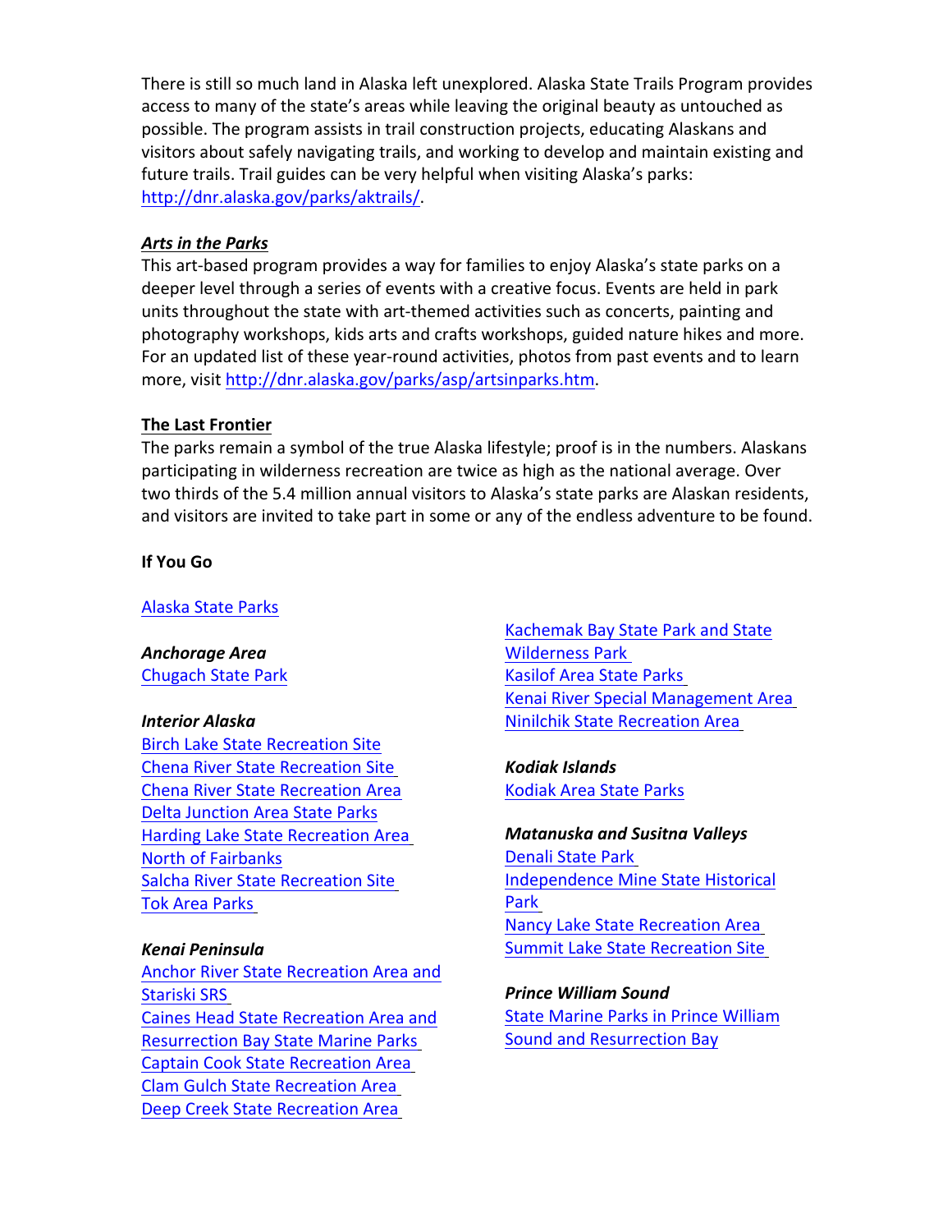There is still so much land in Alaska left unexplored. Alaska State Trails Program provides access to many of the state's areas while leaving the original beauty as untouched as possible. The program assists in trail construction projects, educating Alaskans and visitors about safely navigating trails, and working to develop and maintain existing and future trails. Trail guides can be very helpful when visiting Alaska's parks: http://dnr.alaska.gov/parks/aktrails/.

***Arts in the Parks***

This art-based program provides a way for families to enjoy Alaska's state parks on a deeper level through a series of events with a creative focus. Events are held in park units throughout the state with art-themed activities such as concerts, painting and photography workshops, kids arts and crafts workshops, guided nature hikes and more. For an updated list of these year-round activities, photos from past events and to learn more, visit http://dnr.alaska.gov/parks/asp/artsinparks.htm.

**The Last Frontier**

The parks remain a symbol of the true Alaska lifestyle; proof is in the numbers. Alaskans participating in wilderness recreation are twice as high as the national average. Over two thirds of the 5.4 million annual visitors to Alaska's state parks are Alaskan residents, and visitors are invited to take part in some or any of the endless adventure to be found.

**If You Go**

Alaska State Parks

***Anchorage Area***

Chugach State Park

***Interior Alaska***

Birch Lake State Recreation Site
Chena River State Recreation Site
Chena River State Recreation Area
Delta Junction Area State Parks
Harding Lake State Recreation Area
North of Fairbanks
Salcha River State Recreation Site
Tok Area Parks

***Kenai Peninsula***

Anchor River State Recreation Area and Stariski SRS
Caines Head State Recreation Area and Resurrection Bay State Marine Parks
Captain Cook State Recreation Area
Clam Gulch State Recreation Area
Deep Creek State Recreation Area
Kachemak Bay State Park and State Wilderness Park
Kasilof Area State Parks
Kenai River Special Management Area
Ninilchik State Recreation Area

***Kodiak Islands***

Kodiak Area State Parks

***Matanuska and Susitna Valleys***

Denali State Park
Independence Mine State Historical Park
Nancy Lake State Recreation Area
Summit Lake State Recreation Site

***Prince William Sound***

State Marine Parks in Prince William Sound and Resurrection Bay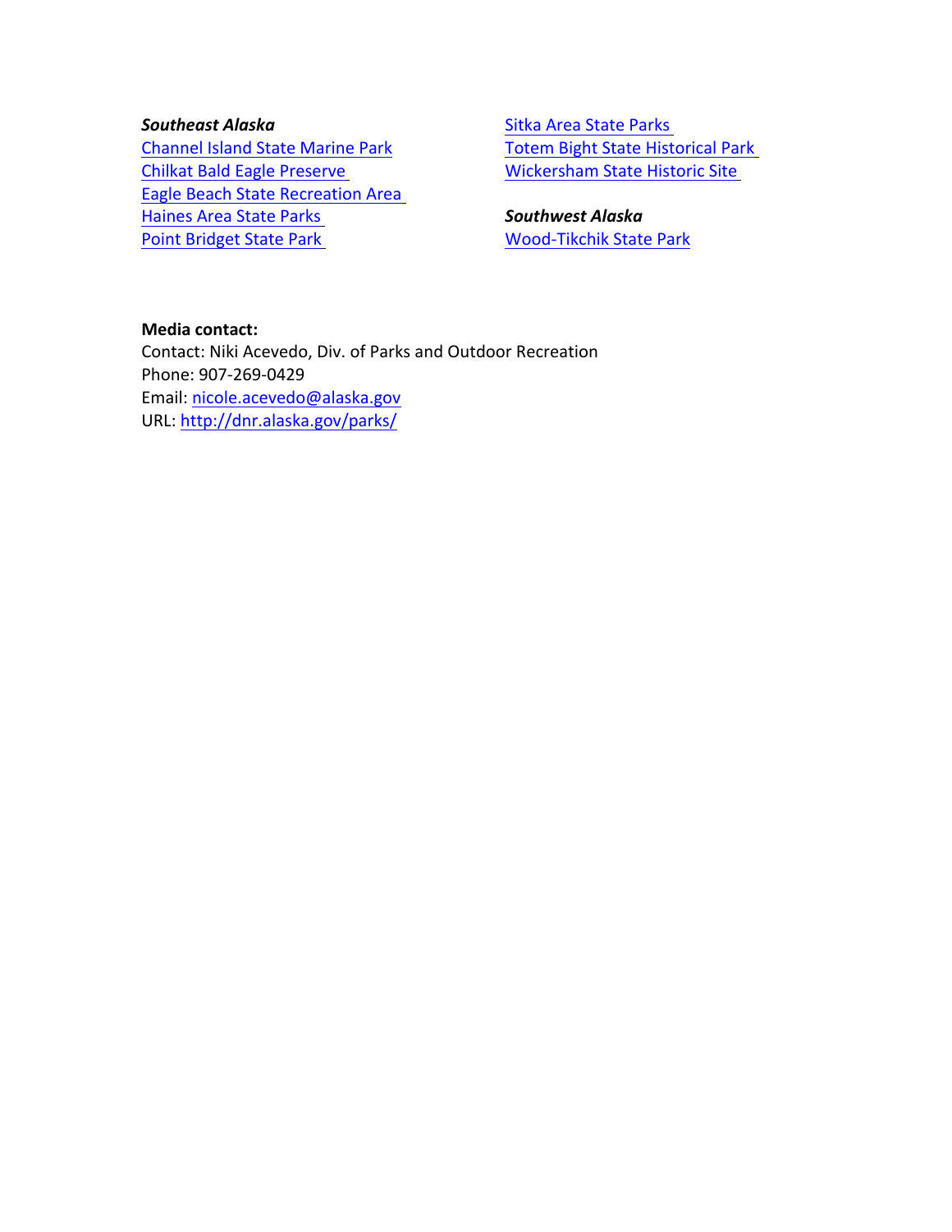***Southeast Alaska***

Channel Island State Marine Park
Chilkat Bald Eagle Preserve
Eagle Beach State Recreation Area
Haines Area State Parks
Point Bridget State Park
Sitka Area State Parks
Totem Bight State Historical Park
Wickersham State Historic Site

***Southwest Alaska***

Wood-Tikchik State Park

**Media contact:**
Contact: Niki Acevedo, Div. of Parks and Outdoor Recreation
Phone: 907-269-0429
Email: nicole.acevedo@alaska.gov
URL: http://dnr.alaska.gov/parks/